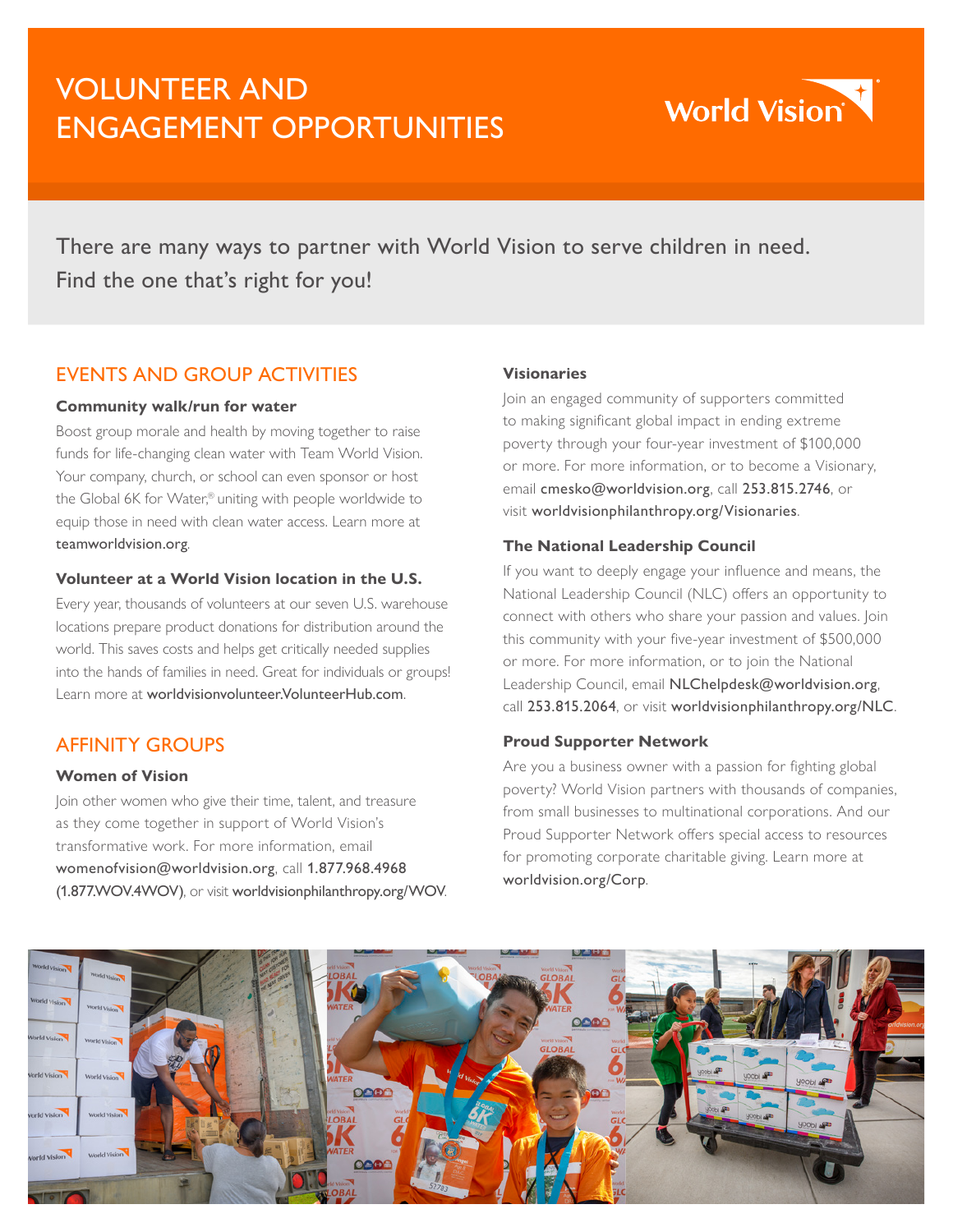# VOLUNTEER AND ENGAGEMENT OPPORTUNITIES

World Vision

There are many ways to partner with World Vision to serve children in need. Find the one that's right for you!

## EVENTS AND GROUP ACTIVITIES

### Community walk/run for water

Boost group morale and health by moving together to raise funds for life-changing clean water with Team World Vision. Your company, church, or school can even sponsor or host the Global 6K for Water,® uniting with people worldwide to equip those in need with clean water access. Learn more at teamworldvision.org.

### Volunteer at a World Vision location in the U.S.

Every year, thousands of volunteers at our seven U.S. warehouse locations prepare product donations for distribution around the world. This saves costs and helps get critically needed supplies into the hands of families in need. Great for individuals or groups! Learn more at worldvisionvolunteer.VolunteerHub.com.

## AFFINITY GROUPS

### Women of Vision

Join other women who give their time, talent, and treasure as they come together in support of World Vision's transformative work. For more information, email womenofvision@worldvision.org, call 1.877.968.4968 (1.877.WOV.4WOV), or visit worldvisionphilanthropy.org/WOV.

### Visionaries

Join an engaged community of supporters committed to making significant global impact in ending extreme poverty through your four-year investment of $100,000 or more. For more information, or to become a Visionary, email cmesko@worldvision.org, call 253.815.2746, or visit worldvisionphilanthropy.org/Visionaries.

### The National Leadership Council

If you want to deeply engage your influence and means, the National Leadership Council (NLC) offers an opportunity to connect with others who share your passion and values. Join this community with your five-year investment of $500,000 or more. For more information, or to join the National Leadership Council, email NLChelpdesk@worldvision.org, call 253.815.2064, or visit worldvisionphilanthropy.org/NLC.

### Proud Supporter Network

Are you a business owner with a passion for fighting global poverty? World Vision partners with thousands of companies, from small businesses to multinational corporations. And our Proud Supporter Network offers special access to resources for promoting corporate charitable giving. Learn more at worldvision.org/Corp.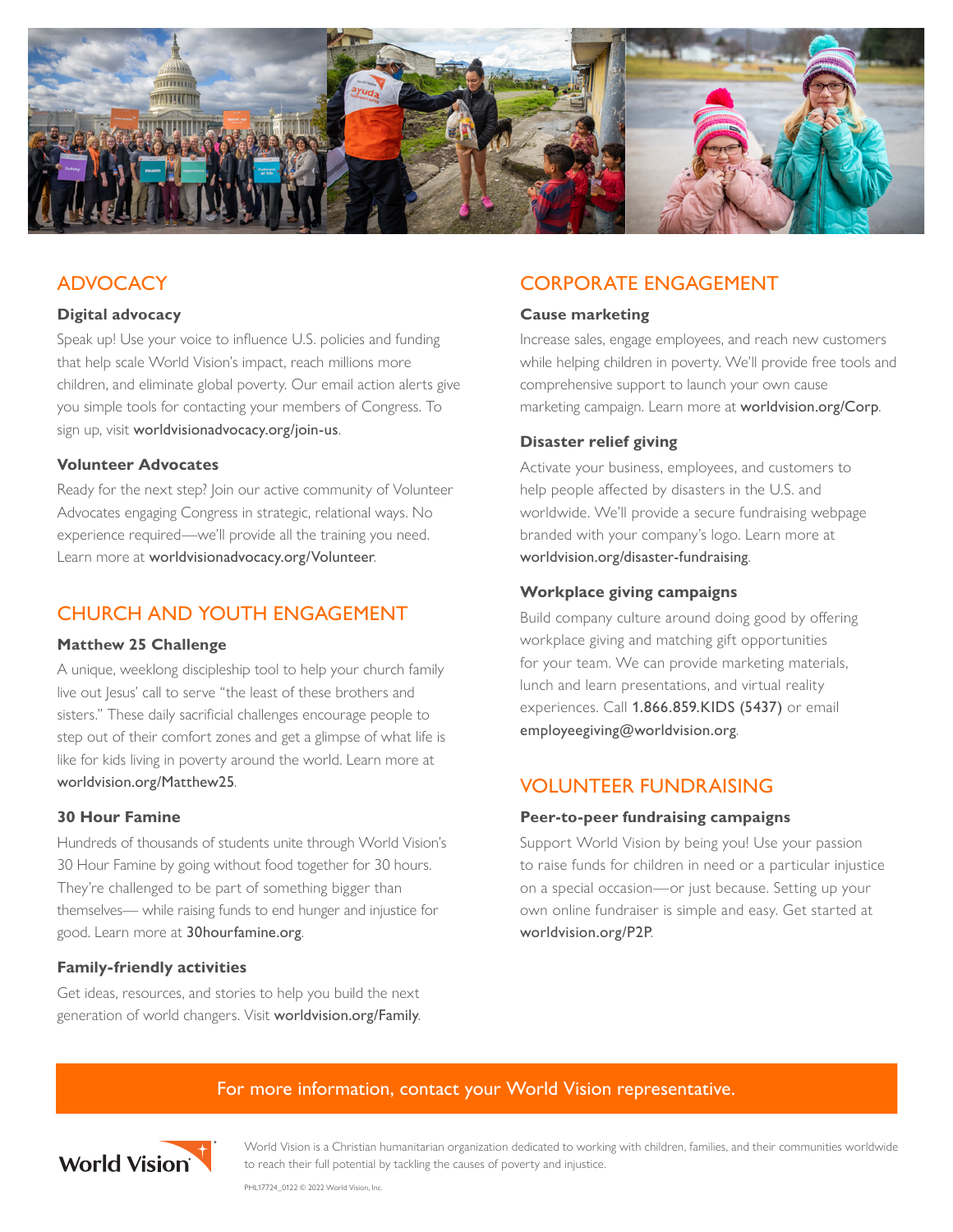## ADVOCACY

### Digital advocacy

Speak up! Use your voice to influence U.S. policies and funding that help scale World Vision's impact, reach millions more children, and eliminate global poverty. Our email action alerts give you simple tools for contacting your members of Congress. To sign up, visit worldvisionadvocacy.org/join-us.

### Volunteer Advocates

Ready for the next step? Join our active community of Volunteer Advocates engaging Congress in strategic, relational ways. No experience required—we'll provide all the training you need. Learn more at worldvisionadvocacy.org/Volunteer.

## CHURCH AND YOUTH ENGAGEMENT

### Matthew 25 Challenge

A unique, weeklong discipleship tool to help your church family live out Jesus' call to serve "the least of these brothers and sisters." These daily sacrificial challenges encourage people to step out of their comfort zones and get a glimpse of what life is like for kids living in poverty around the world. Learn more at worldvision.org/Matthew25.

### 30 Hour Famine

Hundreds of thousands of students unite through World Vision's 30 Hour Famine by going without food together for 30 hours. They're challenged to be part of something bigger than themselves— while raising funds to end hunger and injustice for good. Learn more at 30hourfamine.org.

### Family-friendly activities

Get ideas, resources, and stories to help you build the next generation of world changers. Visit worldvision.org/Family.

## CORPORATE ENGAGEMENT

### Cause marketing

Increase sales, engage employees, and reach new customers while helping children in poverty. We'll provide free tools and comprehensive support to launch your own cause marketing campaign. Learn more at worldvision.org/Corp.

### Disaster relief giving

Activate your business, employees, and customers to help people affected by disasters in the U.S. and worldwide. We'll provide a secure fundraising webpage branded with your company's logo. Learn more at worldvision.org/disaster-fundraising.

### Workplace giving campaigns

Build company culture around doing good by offering workplace giving and matching gift opportunities for your team. We can provide marketing materials, lunch and learn presentations, and virtual reality experiences. Call 1.866.859.KIDS (5437) or email employeegiving@worldvision.org.

## VOLUNTEER FUNDRAISING

### Peer-to-peer fundraising campaigns

Support World Vision by being you! Use your passion to raise funds for children in need or a particular injustice on a special occasion—or just because. Setting up your own online fundraiser is simple and easy. Get started at worldvision.org/P2P.

**For more information, contact your World Vision representative.**

World Vision

World Vision is a Christian humanitarian organization dedicated to working with children, families, and their communities worldwide to reach their full potential by tackling the causes of poverty and injustice.

PHL17724_0122 © 2022 World Vision, Inc.